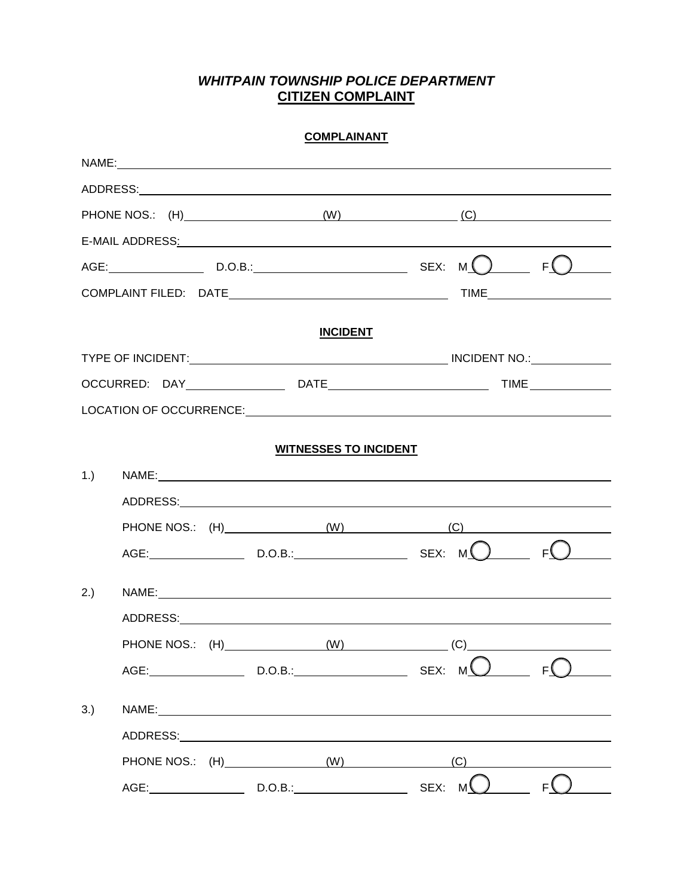# *WHITPAIN TOWNSHIP POLICE DEPARTMENT*
# CITIZEN COMPLAINT

## COMPLAINANT

NAME: \_\_\_\_\_\_\_\_\_\_\_\_\_\_\_\_\_\_\_\_\_\_\_\_\_\_\_\_\_\_\_\_\_\_\_\_\_\_\_\_

ADDRESS: \_\_\_\_\_\_\_\_\_\_\_\_\_\_\_\_\_\_\_\_\_\_\_\_\_\_\_\_\_\_\_\_\_\_\_\_\_\_\_\_

PHONE NOS.: (H) \_\_\_\_\_\_\_\_\_\_\_\_ (W) \_\_\_\_\_\_\_\_\_\_\_\_ (C) \_\_\_\_\_\_\_\_\_\_\_\_

E-MAIL ADDRESS: \_\_\_\_\_\_\_\_\_\_\_\_\_\_\_\_\_\_\_\_\_\_\_\_\_\_\_\_\_\_\_\_\_\_\_\_\_\_\_\_

AGE: \_\_\_\_\_\_\_\_\_\_ D.O.B.: \_\_\_\_\_\_\_\_\_\_\_\_ SEX: M ◯ F ◯

COMPLAINT FILED: DATE \_\_\_\_\_\_\_\_\_\_\_\_\_\_\_\_\_\_\_\_ TIME \_\_\_\_\_\_\_\_\_\_\_\_

## INCIDENT

TYPE OF INCIDENT: \_\_\_\_\_\_\_\_\_\_\_\_\_\_\_\_\_\_\_\_ INCIDENT NO.: \_\_\_\_\_\_\_\_\_\_\_\_

OCCURRED: DAY \_\_\_\_\_\_\_\_\_\_ DATE \_\_\_\_\_\_\_\_\_\_\_\_\_\_\_\_ TIME \_\_\_\_\_\_\_\_\_\_

LOCATION OF OCCURRENCE: \_\_\_\_\_\_\_\_\_\_\_\_\_\_\_\_\_\_\_\_\_\_\_\_\_\_\_\_\_\_\_\_\_\_\_\_\_\_\_\_

## WITNESSES TO INCIDENT

1.) NAME: \_\_\_\_\_\_\_\_\_\_\_\_\_\_\_\_\_\_\_\_\_\_\_\_\_\_\_\_\_\_\_\_\_\_\_\_\_\_\_\_

ADDRESS: \_\_\_\_\_\_\_\_\_\_\_\_\_\_\_\_\_\_\_\_\_\_\_\_\_\_\_\_\_\_\_\_\_\_\_\_\_\_\_\_

PHONE NOS.: (H) \_\_\_\_\_\_\_\_\_\_\_\_ (W) \_\_\_\_\_\_\_\_\_\_\_\_ (C) \_\_\_\_\_\_\_\_\_\_\_\_

AGE: \_\_\_\_\_\_\_\_\_\_ D.O.B.: \_\_\_\_\_\_\_\_\_\_\_\_ SEX: M ◯ F ◯

2.) NAME: \_\_\_\_\_\_\_\_\_\_\_\_\_\_\_\_\_\_\_\_\_\_\_\_\_\_\_\_\_\_\_\_\_\_\_\_\_\_\_\_

ADDRESS: \_\_\_\_\_\_\_\_\_\_\_\_\_\_\_\_\_\_\_\_\_\_\_\_\_\_\_\_\_\_\_\_\_\_\_\_\_\_\_\_

PHONE NOS.: (H) \_\_\_\_\_\_\_\_\_\_\_\_ (W) \_\_\_\_\_\_\_\_\_\_\_\_ (C) \_\_\_\_\_\_\_\_\_\_\_\_

AGE: \_\_\_\_\_\_\_\_\_\_ D.O.B.: \_\_\_\_\_\_\_\_\_\_\_\_ SEX: M ◯ F ◯

3.) NAME: \_\_\_\_\_\_\_\_\_\_\_\_\_\_\_\_\_\_\_\_\_\_\_\_\_\_\_\_\_\_\_\_\_\_\_\_\_\_\_\_

ADDRESS: \_\_\_\_\_\_\_\_\_\_\_\_\_\_\_\_\_\_\_\_\_\_\_\_\_\_\_\_\_\_\_\_\_\_\_\_\_\_\_\_

PHONE NOS.: (H) \_\_\_\_\_\_\_\_\_\_\_\_ (W) \_\_\_\_\_\_\_\_\_\_\_\_ (C) \_\_\_\_\_\_\_\_\_\_\_\_

AGE: \_\_\_\_\_\_\_\_\_\_ D.O.B.: \_\_\_\_\_\_\_\_\_\_\_\_ SEX: M ◯ F ◯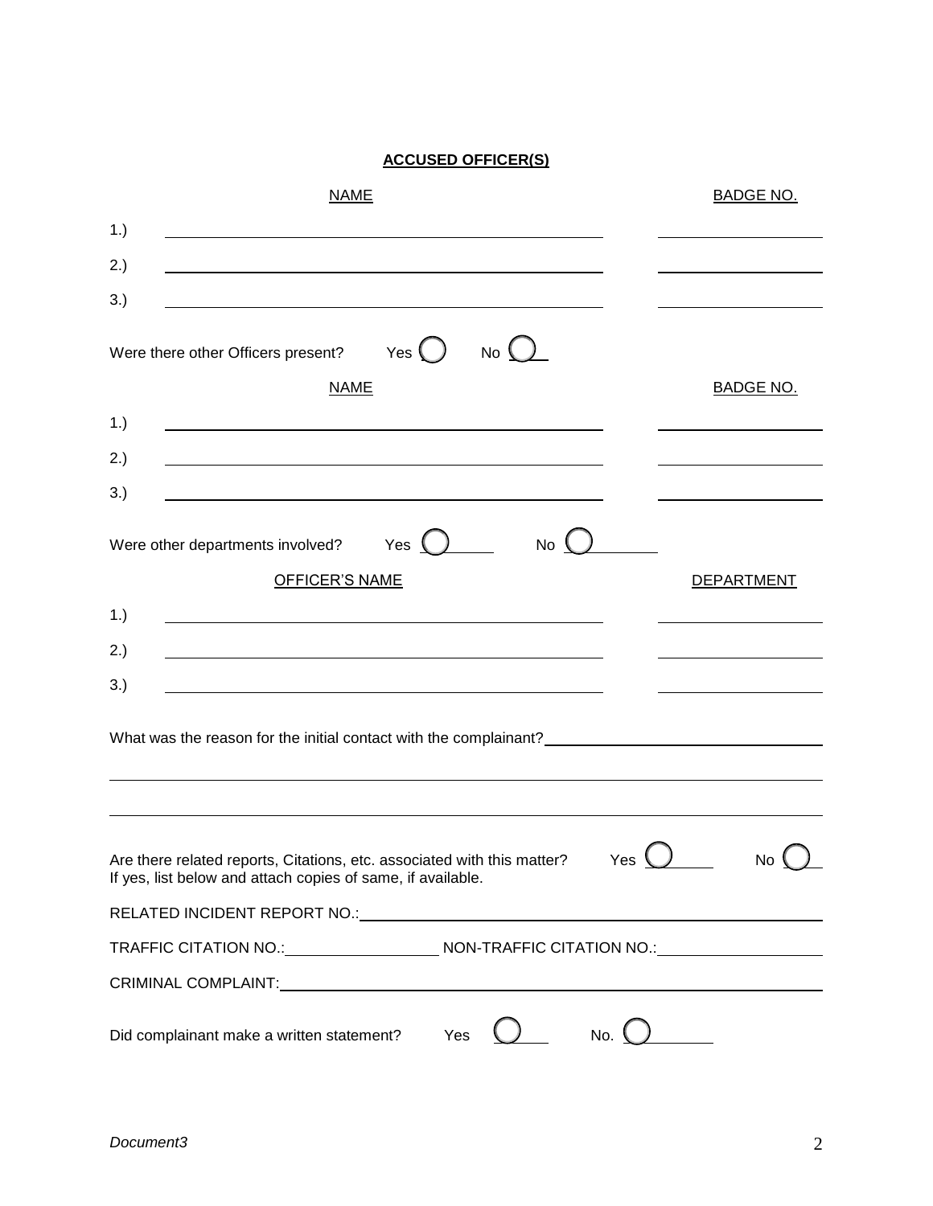**ACCUSED OFFICER(S)**

| NAME | BADGE NO. |
|---|---|
| 1.) | |
| 2.) | |
| 3.) | |

Were there other Officers present? Yes ◯ No ◯

| NAME | BADGE NO. |
|---|---|
| 1.) | |
| 2.) | |
| 3.) | |

Were other departments involved? Yes ◯ No ◯

| OFFICER'S NAME | DEPARTMENT |
|---|---|
| 1.) | |
| 2.) | |
| 3.) | |

What was the reason for the initial contact with the complainant? ______________________________

______________________________________________________________________

______________________________________________________________________

Are there related reports, Citations, etc. associated with this matter? Yes ◯ No ◯
If yes, list below and attach copies of same, if available.

RELATED INCIDENT REPORT NO.: ______________________________

TRAFFIC CITATION NO.: ______________ NON-TRAFFIC CITATION NO.: ______________

CRIMINAL COMPLAINT: ______________________________

Did complainant make a written statement? Yes ◯ No. ◯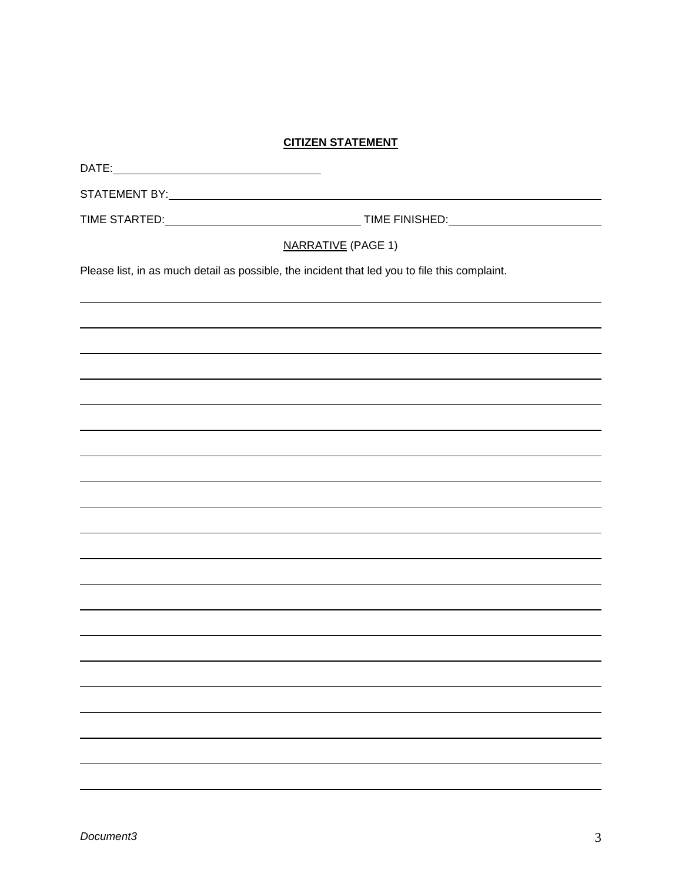**CITIZEN STATEMENT**

DATE: ______________________________

STATEMENT BY: ______________________________________________________________

TIME STARTED: ____________________________ TIME FINISHED: ______________________

NARRATIVE (PAGE 1)

Please list, in as much detail as possible, the incident that led you to file this complaint.

__________________________________________________________________________

__________________________________________________________________________

__________________________________________________________________________

__________________________________________________________________________

__________________________________________________________________________

__________________________________________________________________________

__________________________________________________________________________

__________________________________________________________________________

__________________________________________________________________________

__________________________________________________________________________

__________________________________________________________________________

__________________________________________________________________________

__________________________________________________________________________

__________________________________________________________________________

__________________________________________________________________________

__________________________________________________________________________

__________________________________________________________________________

__________________________________________________________________________

__________________________________________________________________________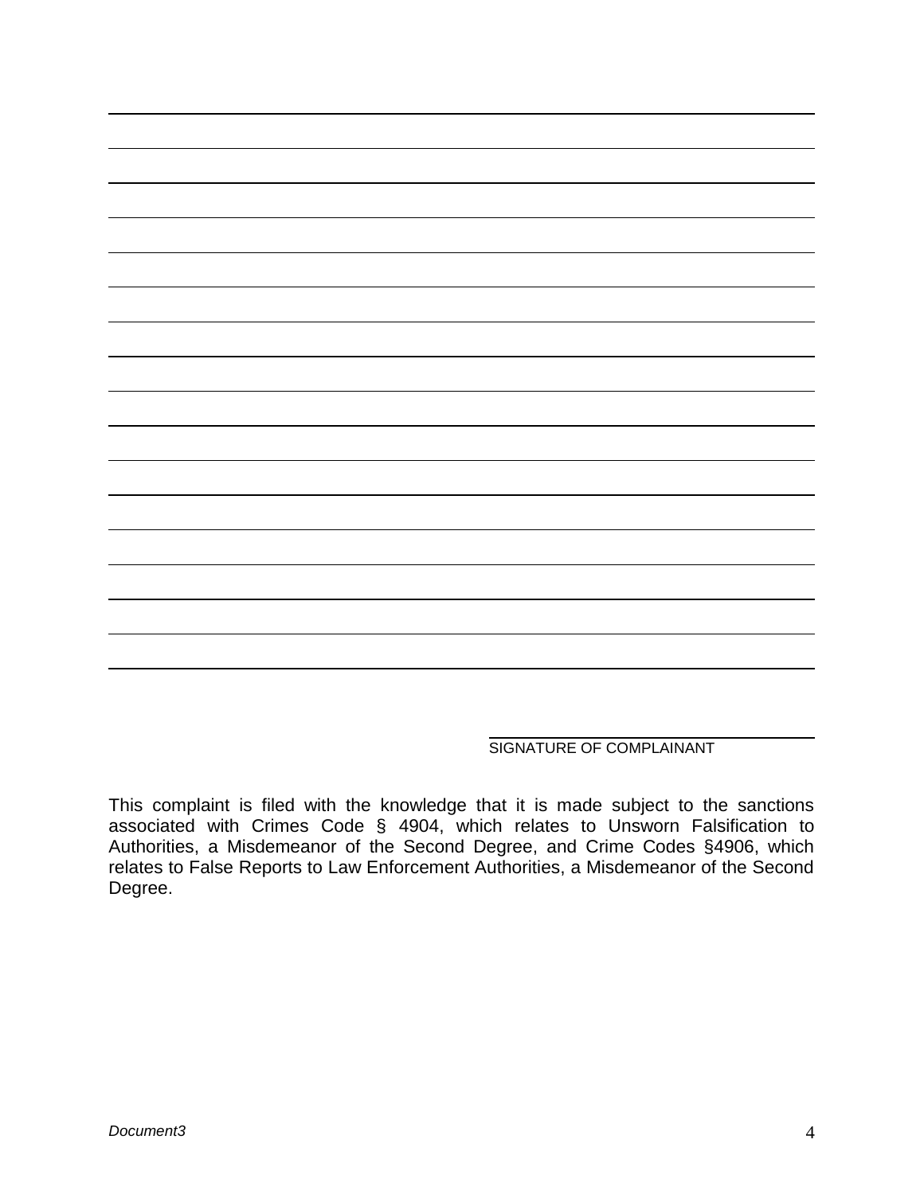SIGNATURE OF COMPLAINANT

This complaint is filed with the knowledge that it is made subject to the sanctions associated with Crimes Code § 4904, which relates to Unsworn Falsification to Authorities, a Misdemeanor of the Second Degree, and Crime Codes §4906, which relates to False Reports to Law Enforcement Authorities, a Misdemeanor of the Second Degree.

*Document3*